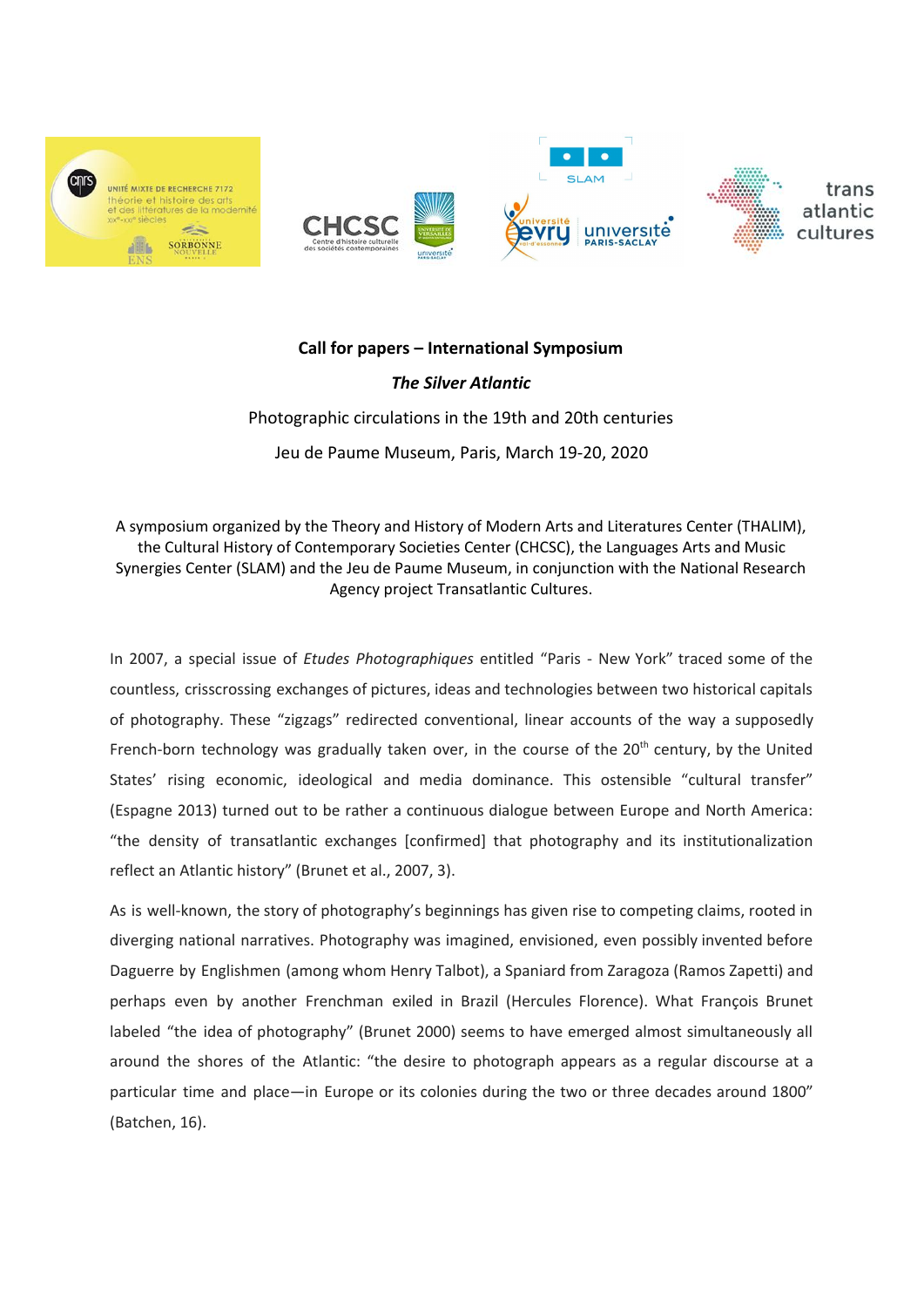**Call for papers – International Symposium**

***The Silver Atlantic***

Photographic circulations in the 19th and 20th centuries

Jeu de Paume Museum, Paris, March 19-20, 2020

A symposium organized by the Theory and History of Modern Arts and Literatures Center (THALIM), the Cultural History of Contemporary Societies Center (CHCSC), the Languages Arts and Music Synergies Center (SLAM) and the Jeu de Paume Museum, in conjunction with the National Research Agency project Transatlantic Cultures.

In 2007, a special issue of *Etudes Photographiques* entitled "Paris - New York" traced some of the countless, crisscrossing exchanges of pictures, ideas and technologies between two historical capitals of photography. These "zigzags" redirected conventional, linear accounts of the way a supposedly French-born technology was gradually taken over, in the course of the 20th century, by the United States' rising economic, ideological and media dominance. This ostensible "cultural transfer" (Espagne 2013) turned out to be rather a continuous dialogue between Europe and North America: "the density of transatlantic exchanges [confirmed] that photography and its institutionalization reflect an Atlantic history" (Brunet et al., 2007, 3).

As is well-known, the story of photography's beginnings has given rise to competing claims, rooted in diverging national narratives. Photography was imagined, envisioned, even possibly invented before Daguerre by Englishmen (among whom Henry Talbot), a Spaniard from Zaragoza (Ramos Zapetti) and perhaps even by another Frenchman exiled in Brazil (Hercules Florence). What François Brunet labeled "the idea of photography" (Brunet 2000) seems to have emerged almost simultaneously all around the shores of the Atlantic: "the desire to photograph appears as a regular discourse at a particular time and place—in Europe or its colonies during the two or three decades around 1800" (Batchen, 16).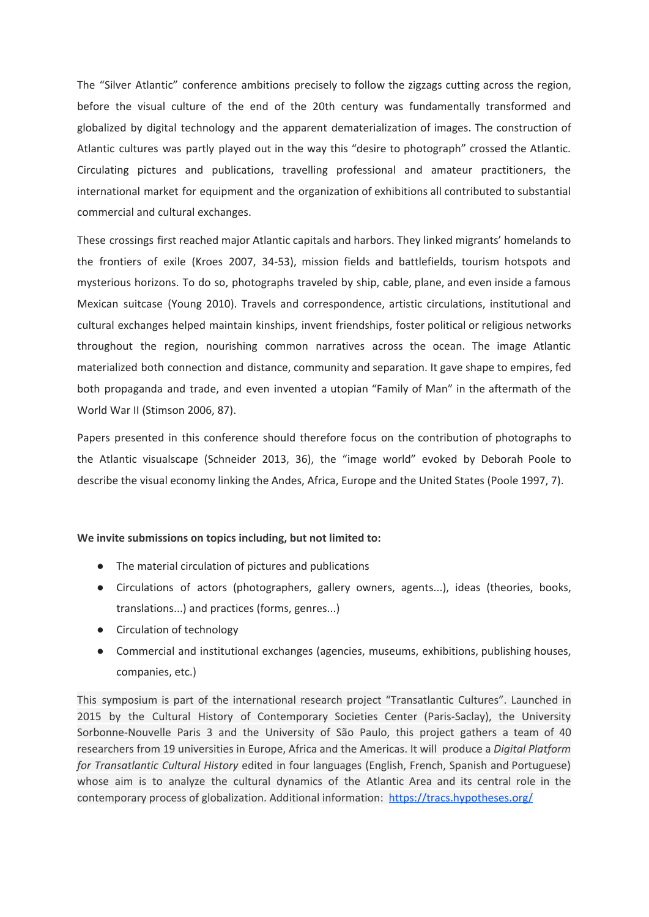The "Silver Atlantic" conference ambitions precisely to follow the zigzags cutting across the region, before the visual culture of the end of the 20th century was fundamentally transformed and globalized by digital technology and the apparent dematerialization of images. The construction of Atlantic cultures was partly played out in the way this "desire to photograph" crossed the Atlantic. Circulating pictures and publications, travelling professional and amateur practitioners, the international market for equipment and the organization of exhibitions all contributed to substantial commercial and cultural exchanges.

These crossings first reached major Atlantic capitals and harbors. They linked migrants' homelands to the frontiers of exile (Kroes 2007, 34-53), mission fields and battlefields, tourism hotspots and mysterious horizons. To do so, photographs traveled by ship, cable, plane, and even inside a famous Mexican suitcase (Young 2010). Travels and correspondence, artistic circulations, institutional and cultural exchanges helped maintain kinships, invent friendships, foster political or religious networks throughout the region, nourishing common narratives across the ocean. The image Atlantic materialized both connection and distance, community and separation. It gave shape to empires, fed both propaganda and trade, and even invented a utopian "Family of Man" in the aftermath of the World War II (Stimson 2006, 87).

Papers presented in this conference should therefore focus on the contribution of photographs to the Atlantic visualscape (Schneider 2013, 36), the "image world" evoked by Deborah Poole to describe the visual economy linking the Andes, Africa, Europe and the United States (Poole 1997, 7).

**We invite submissions on topics including, but not limited to:**

- The material circulation of pictures and publications
- Circulations of actors (photographers, gallery owners, agents...), ideas (theories, books, translations...) and practices (forms, genres...)
- Circulation of technology
- Commercial and institutional exchanges (agencies, museums, exhibitions, publishing houses, companies, etc.)

This symposium is part of the international research project "Transatlantic Cultures". Launched in 2015 by the Cultural History of Contemporary Societies Center (Paris-Saclay), the University Sorbonne-Nouvelle Paris 3 and the University of São Paulo, this project gathers a team of 40 researchers from 19 universities in Europe, Africa and the Americas. It will produce a *Digital Platform for Transatlantic Cultural History* edited in four languages (English, French, Spanish and Portuguese) whose aim is to analyze the cultural dynamics of the Atlantic Area and its central role in the contemporary process of globalization. Additional information: [https://tracs.hypotheses.org/](https://tracs.hypotheses.org/)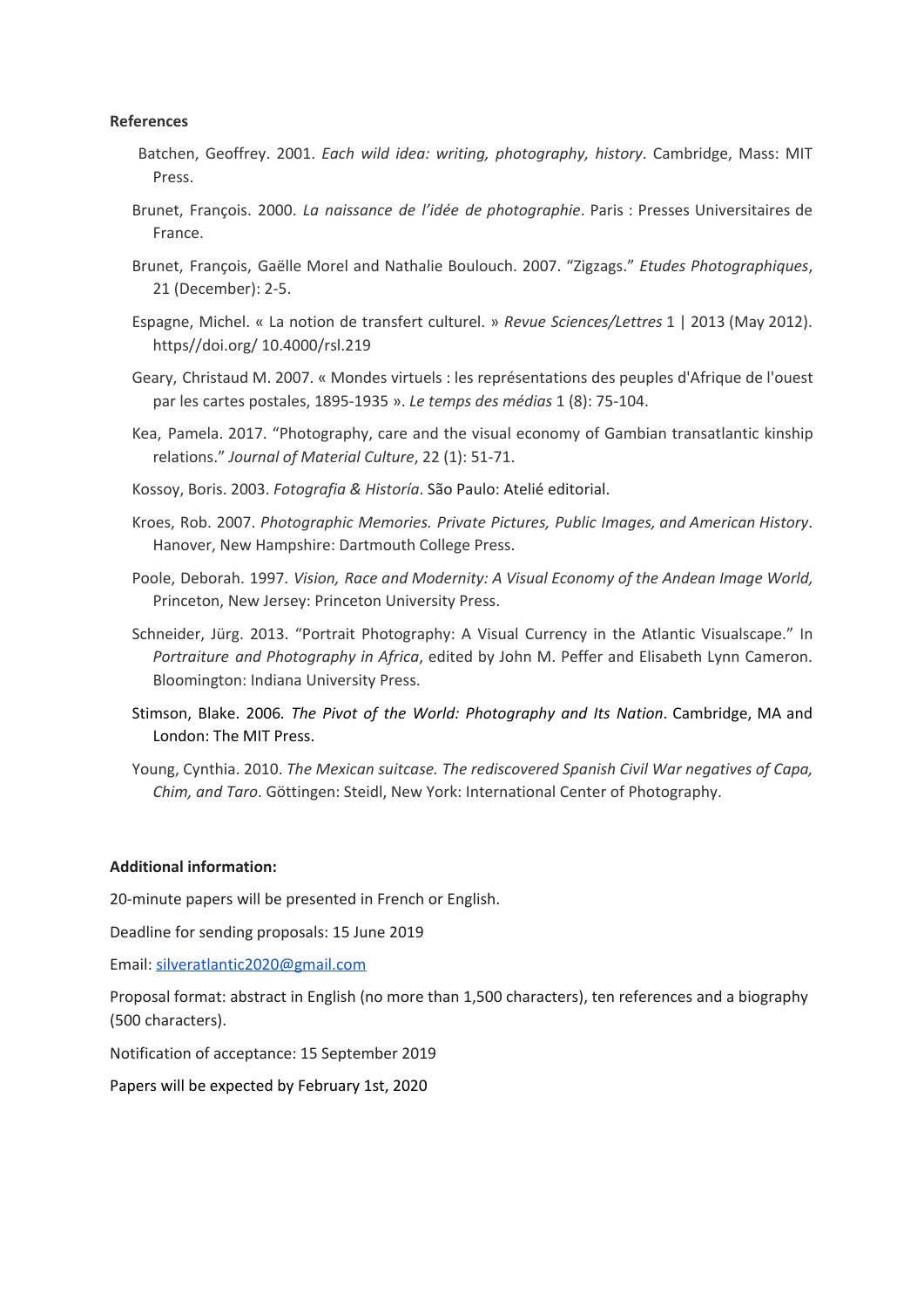**References**

Batchen, Geoffrey. 2001. *Each wild idea: writing, photography, history*. Cambridge, Mass: MIT Press.

Brunet, François. 2000. *La naissance de l'idée de photographie*. Paris : Presses Universitaires de France.

Brunet, François, Gaëlle Morel and Nathalie Boulouch. 2007. "Zigzags." *Etudes Photographiques*, 21 (December): 2-5.

Espagne, Michel. « La notion de transfert culturel. » *Revue Sciences/Lettres* 1 | 2013 (May 2012). https//doi.org/ 10.4000/rsl.219

Geary, Christaud M. 2007. « Mondes virtuels : les représentations des peuples d'Afrique de l'ouest par les cartes postales, 1895-1935 ». *Le temps des médias* 1 (8): 75-104.

Kea, Pamela. 2017. "Photography, care and the visual economy of Gambian transatlantic kinship relations." *Journal of Material Culture*, 22 (1): 51-71.

Kossoy, Boris. 2003. *Fotografia & História*. São Paulo: Ateliê editorial.

Kroes, Rob. 2007. *Photographic Memories. Private Pictures, Public Images, and American History*. Hanover, New Hampshire: Dartmouth College Press.

Poole, Deborah. 1997. *Vision, Race and Modernity: A Visual Economy of the Andean Image World,* Princeton, New Jersey: Princeton University Press.

Schneider, Jürg. 2013. "Portrait Photography: A Visual Currency in the Atlantic Visualscape." In *Portraiture and Photography in Africa*, edited by John M. Peffer and Elisabeth Lynn Cameron. Bloomington: Indiana University Press.

Stimson, Blake. 2006*. The Pivot of the World: Photography and Its Nation*. Cambridge, MA and London: The MIT Press.

Young, Cynthia. 2010. *The Mexican suitcase. The rediscovered Spanish Civil War negatives of Capa, Chim, and Taro*. Göttingen: Steidl, New York: International Center of Photography.

**Additional information:**

20-minute papers will be presented in French or English.

Deadline for sending proposals: 15 June 2019

Email: silveratlantic2020@gmail.com

Proposal format: abstract in English (no more than 1,500 characters), ten references and a biography (500 characters).

Notification of acceptance: 15 September 2019

Papers will be expected by February 1st, 2020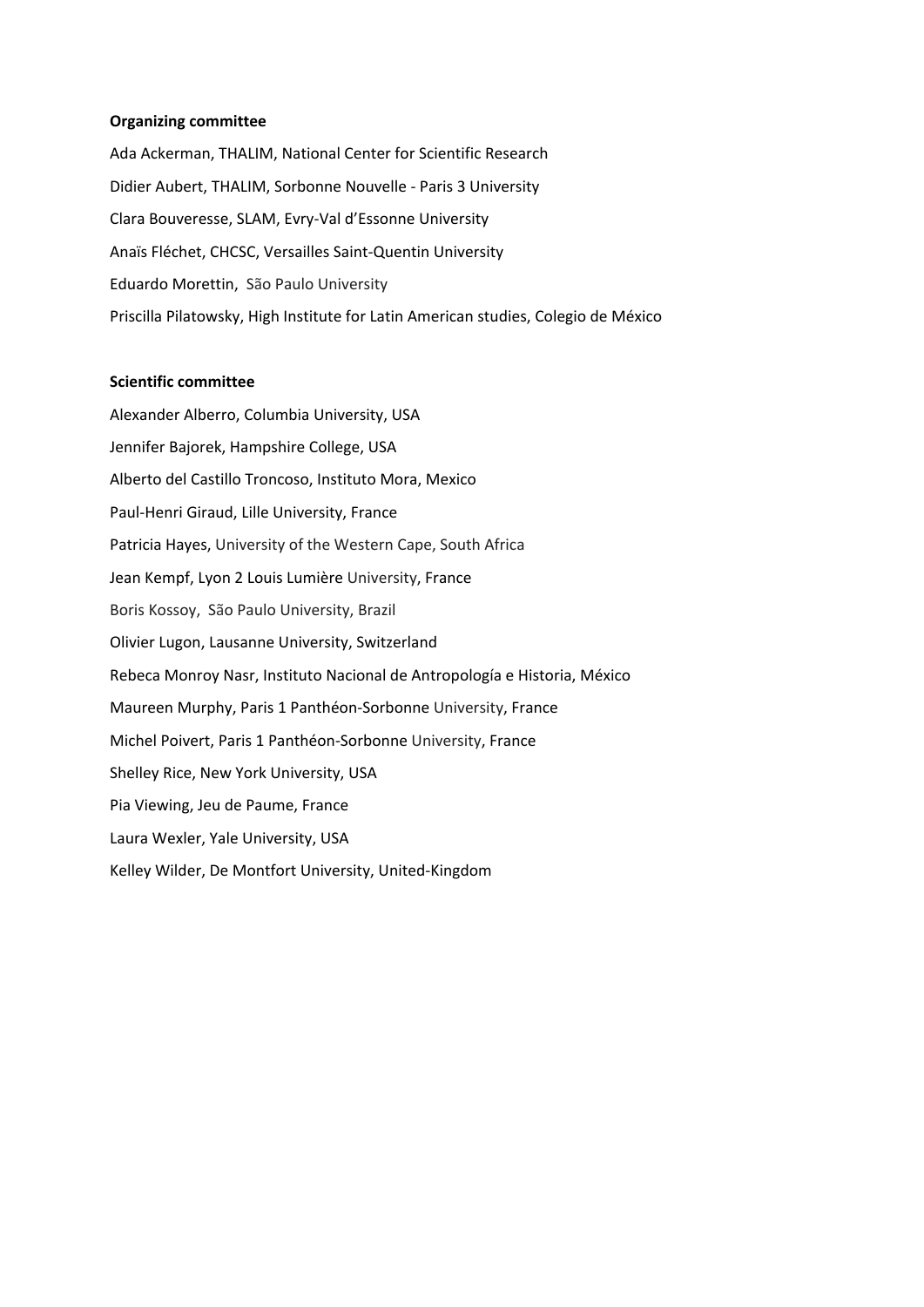**Organizing committee**

Ada Ackerman, THALIM, National Center for Scientific Research

Didier Aubert, THALIM, Sorbonne Nouvelle - Paris 3 University

Clara Bouveresse, SLAM, Evry-Val d'Essonne University

Anaïs Fléchet, CHCSC, Versailles Saint-Quentin University

Eduardo Morettin, São Paulo University

Priscilla Pilatowsky, High Institute for Latin American studies, Colegio de México

**Scientific committee**

Alexander Alberro, Columbia University, USA

Jennifer Bajorek, Hampshire College, USA

Alberto del Castillo Troncoso, Instituto Mora, Mexico

Paul-Henri Giraud, Lille University, France

Patricia Hayes, University of the Western Cape, South Africa

Jean Kempf, Lyon 2 Louis Lumière University, France

Boris Kossoy, São Paulo University, Brazil

Olivier Lugon, Lausanne University, Switzerland

Rebeca Monroy Nasr, Instituto Nacional de Antropología e Historia, México

Maureen Murphy, Paris 1 Panthéon-Sorbonne University, France

Michel Poivert, Paris 1 Panthéon-Sorbonne University, France

Shelley Rice, New York University, USA

Pia Viewing, Jeu de Paume, France

Laura Wexler, Yale University, USA

Kelley Wilder, De Montfort University, United-Kingdom